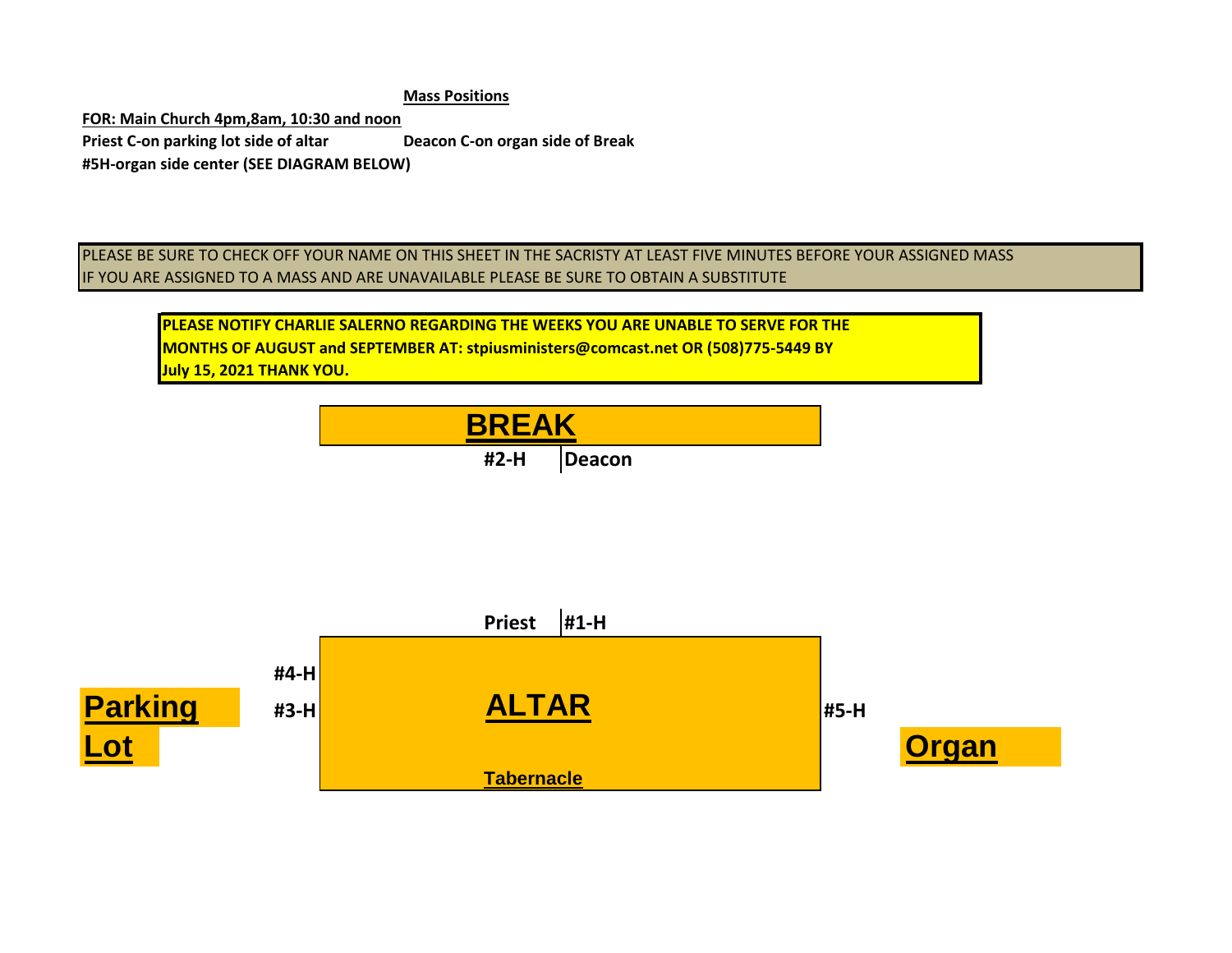**Mass Positions**

**FOR: Main Church 4pm,8am, 10:30 and noon**

**Priest C-on parking lot side of altar** **Deacon C-on organ side of Break**

**#5H-organ side center (SEE DIAGRAM BELOW)**

PLEASE BE SURE TO CHECK OFF YOUR NAME ON THIS SHEET IN THE SACRISTY AT LEAST FIVE MINUTES BEFORE YOUR ASSIGNED MASS
IF YOU ARE ASSIGNED TO A MASS AND ARE UNAVAILABLE PLEASE BE SURE TO OBTAIN A SUBSTITUTE

**PLEASE NOTIFY CHARLIE SALERNO REGARDING THE WEEKS YOU ARE UNABLE TO SERVE FOR THE MONTHS OF AUGUST and SEPTEMBER AT: stpiusministers@comcast.net OR (508)775-5449 BY July 15, 2021 THANK YOU.**

**BREAK**

**#2-H** | **Deacon**

**Priest** | **#1-H**

**#4-H**

**Parking Lot** **#3-H** **ALTAR** **#5-H** **Organ**

**Tabernacle**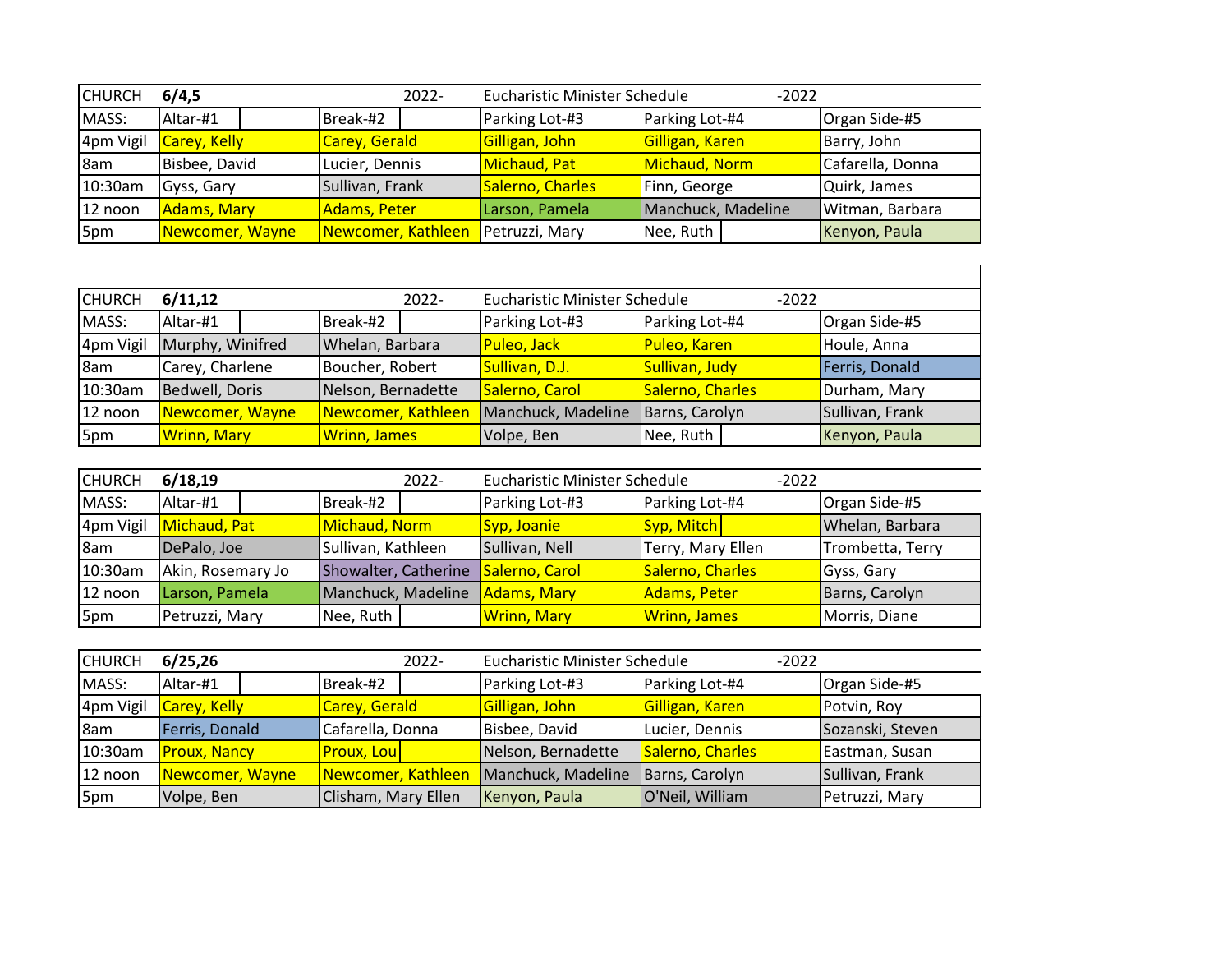| CHURCH | 6/4,5 | 2022- | Eucharistic Minister Schedule | -2022 | |
|---|---|---|---|---|---|
| MASS: | Altar-#1 | Break-#2 | Parking Lot-#3 | Parking Lot-#4 | Organ Side-#5 |
| 4pm Vigil | Carey, Kelly | Carey, Gerald | Gilligan, John | Gilligan, Karen | Barry, John |
| 8am | Bisbee, David | Lucier, Dennis | Michaud, Pat | Michaud, Norm | Cafarella, Donna |
| 10:30am | Gyss, Gary | Sullivan, Frank | Salerno, Charles | Finn, George | Quirk, James |
| 12 noon | Adams, Mary | Adams, Peter | Larson, Pamela | Manchuck, Madeline | Witman, Barbara |
| 5pm | Newcomer, Wayne | Newcomer, Kathleen | Petruzzi, Mary | Nee, Ruth | Kenyon, Paula |

| CHURCH | 6/11,12 | 2022- | Eucharistic Minister Schedule | -2022 | |
|---|---|---|---|---|---|
| MASS: | Altar-#1 | Break-#2 | Parking Lot-#3 | Parking Lot-#4 | Organ Side-#5 |
| 4pm Vigil | Murphy, Winifred | Whelan, Barbara | Puleo, Jack | Puleo, Karen | Houle, Anna |
| 8am | Carey, Charlene | Boucher, Robert | Sullivan, D.J. | Sullivan, Judy | Ferris, Donald |
| 10:30am | Bedwell, Doris | Nelson, Bernadette | Salerno, Carol | Salerno, Charles | Durham, Mary |
| 12 noon | Newcomer, Wayne | Newcomer, Kathleen | Manchuck, Madeline | Barns, Carolyn | Sullivan, Frank |
| 5pm | Wrinn, Mary | Wrinn, James | Volpe, Ben | Nee, Ruth | Kenyon, Paula |

| CHURCH | 6/18,19 | 2022- | Eucharistic Minister Schedule | -2022 | |
|---|---|---|---|---|---|
| MASS: | Altar-#1 | Break-#2 | Parking Lot-#3 | Parking Lot-#4 | Organ Side-#5 |
| 4pm Vigil | Michaud, Pat | Michaud, Norm | Syp, Joanie | Syp, Mitch | Whelan, Barbara |
| 8am | DePalo, Joe | Sullivan, Kathleen | Sullivan, Nell | Terry, Mary Ellen | Trombetta, Terry |
| 10:30am | Akin, Rosemary Jo | Showalter, Catherine | Salerno, Carol | Salerno, Charles | Gyss, Gary |
| 12 noon | Larson, Pamela | Manchuck, Madeline | Adams, Mary | Adams, Peter | Barns, Carolyn |
| 5pm | Petruzzi, Mary | Nee, Ruth | Wrinn, Mary | Wrinn, James | Morris, Diane |

| CHURCH | 6/25,26 | 2022- | Eucharistic Minister Schedule | -2022 | |
|---|---|---|---|---|---|
| MASS: | Altar-#1 | Break-#2 | Parking Lot-#3 | Parking Lot-#4 | Organ Side-#5 |
| 4pm Vigil | Carey, Kelly | Carey, Gerald | Gilligan, John | Gilligan, Karen | Potvin, Roy |
| 8am | Ferris, Donald | Cafarella, Donna | Bisbee, David | Lucier, Dennis | Sozanski, Steven |
| 10:30am | Proux, Nancy | Proux, Lou | Nelson, Bernadette | Salerno, Charles | Eastman, Susan |
| 12 noon | Newcomer, Wayne | Newcomer, Kathleen | Manchuck, Madeline | Barns, Carolyn | Sullivan, Frank |
| 5pm | Volpe, Ben | Clisham, Mary Ellen | Kenyon, Paula | O'Neil, William | Petruzzi, Mary |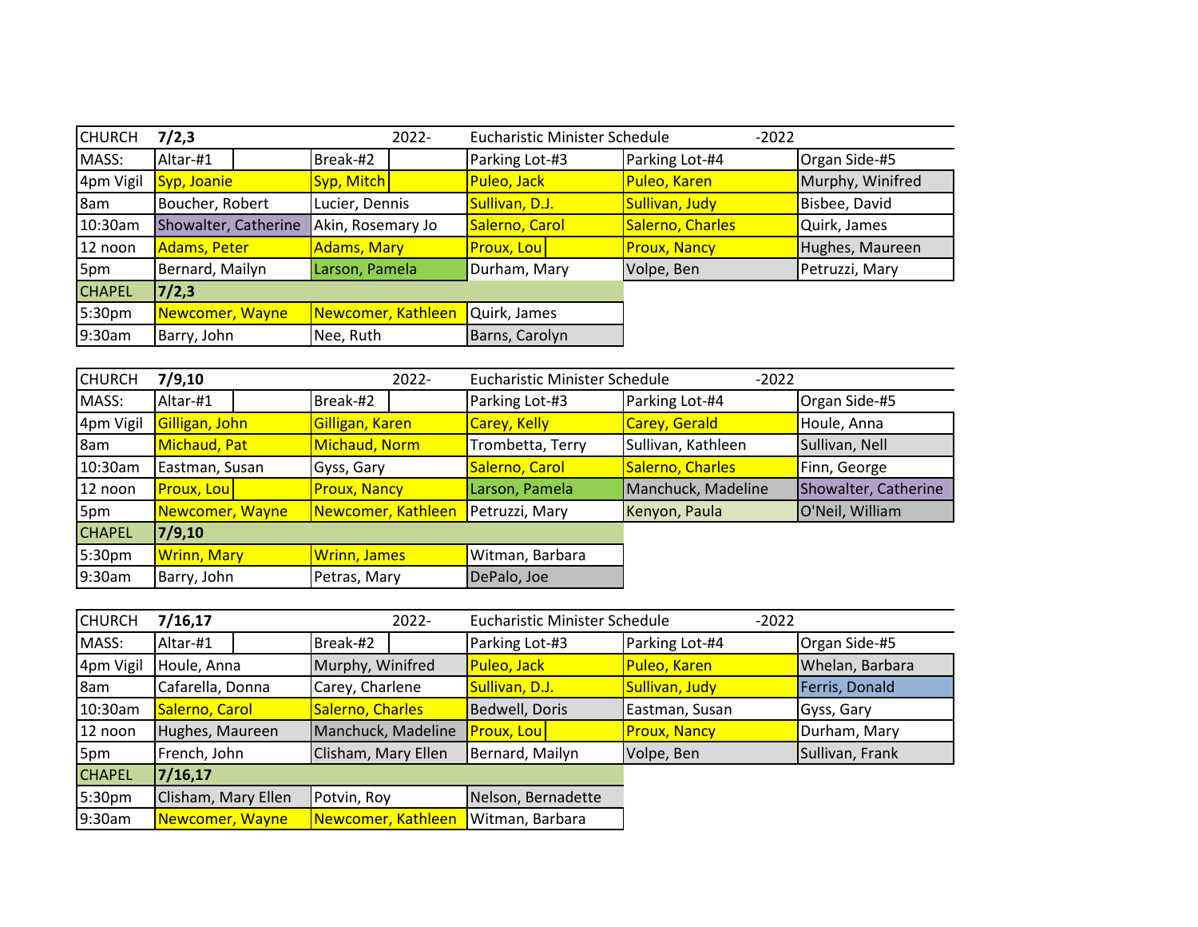| CHURCH | 7/2,3 | | 2022- | Eucharistic Minister Schedule | | -2022 |
|---|---|---|---|---|---|---|
| MASS: | Altar-#1 | | Break-#2 | Parking Lot-#3 | Parking Lot-#4 | Organ Side-#5 |
| 4pm Vigil | Syp, Joanie | | Syp, Mitch | Puleo, Jack | Puleo, Karen | Murphy, Winifred |
| 8am | Boucher, Robert | | Lucier, Dennis | Sullivan, D.J. | Sullivan, Judy | Bisbee, David |
| 10:30am | Showalter, Catherine | | Akin, Rosemary Jo | Salerno, Carol | Salerno, Charles | Quirk, James |
| 12 noon | Adams, Peter | | Adams, Mary | Proux, Lou | Proux, Nancy | Hughes, Maureen |
| 5pm | Bernard, Mailyn | | Larson, Pamela | Durham, Mary | Volpe, Ben | Petruzzi, Mary |
| CHAPEL | 7/2,3 | | | | | |
| 5:30pm | Newcomer, Wayne | | Newcomer, Kathleen | Quirk, James | | |
| 9:30am | Barry, John | | Nee, Ruth | Barns, Carolyn | | |

| CHURCH | 7/9,10 | | 2022- | Eucharistic Minister Schedule | | -2022 |
|---|---|---|---|---|---|---|
| MASS: | Altar-#1 | | Break-#2 | Parking Lot-#3 | Parking Lot-#4 | Organ Side-#5 |
| 4pm Vigil | Gilligan, John | | Gilligan, Karen | Carey, Kelly | Carey, Gerald | Houle, Anna |
| 8am | Michaud, Pat | | Michaud, Norm | Trombetta, Terry | Sullivan, Kathleen | Sullivan, Nell |
| 10:30am | Eastman, Susan | | Gyss, Gary | Salerno, Carol | Salerno, Charles | Finn, George |
| 12 noon | Proux, Lou | | Proux, Nancy | Larson, Pamela | Manchuck, Madeline | Showalter, Catherine |
| 5pm | Newcomer, Wayne | | Newcomer, Kathleen | Petruzzi, Mary | Kenyon, Paula | O'Neil, William |
| CHAPEL | 7/9,10 | | | | | |
| 5:30pm | Wrinn, Mary | | Wrinn, James | Witman, Barbara | | |
| 9:30am | Barry, John | | Petras, Mary | DePalo, Joe | | |

| CHURCH | 7/16,17 | | 2022- | Eucharistic Minister Schedule | | -2022 |
|---|---|---|---|---|---|---|
| MASS: | Altar-#1 | | Break-#2 | Parking Lot-#3 | Parking Lot-#4 | Organ Side-#5 |
| 4pm Vigil | Houle, Anna | | Murphy, Winifred | Puleo, Jack | Puleo, Karen | Whelan, Barbara |
| 8am | Cafarella, Donna | | Carey, Charlene | Sullivan, D.J. | Sullivan, Judy | Ferris, Donald |
| 10:30am | Salerno, Carol | | Salerno, Charles | Bedwell, Doris | Eastman, Susan | Gyss, Gary |
| 12 noon | Hughes, Maureen | | Manchuck, Madeline | Proux, Lou | Proux, Nancy | Durham, Mary |
| 5pm | French, John | | Clisham, Mary Ellen | Bernard, Mailyn | Volpe, Ben | Sullivan, Frank |
| CHAPEL | 7/16,17 | | | | | |
| 5:30pm | Clisham, Mary Ellen | | Potvin, Roy | Nelson, Bernadette | | |
| 9:30am | Newcomer, Wayne | | Newcomer, Kathleen | Witman, Barbara | | |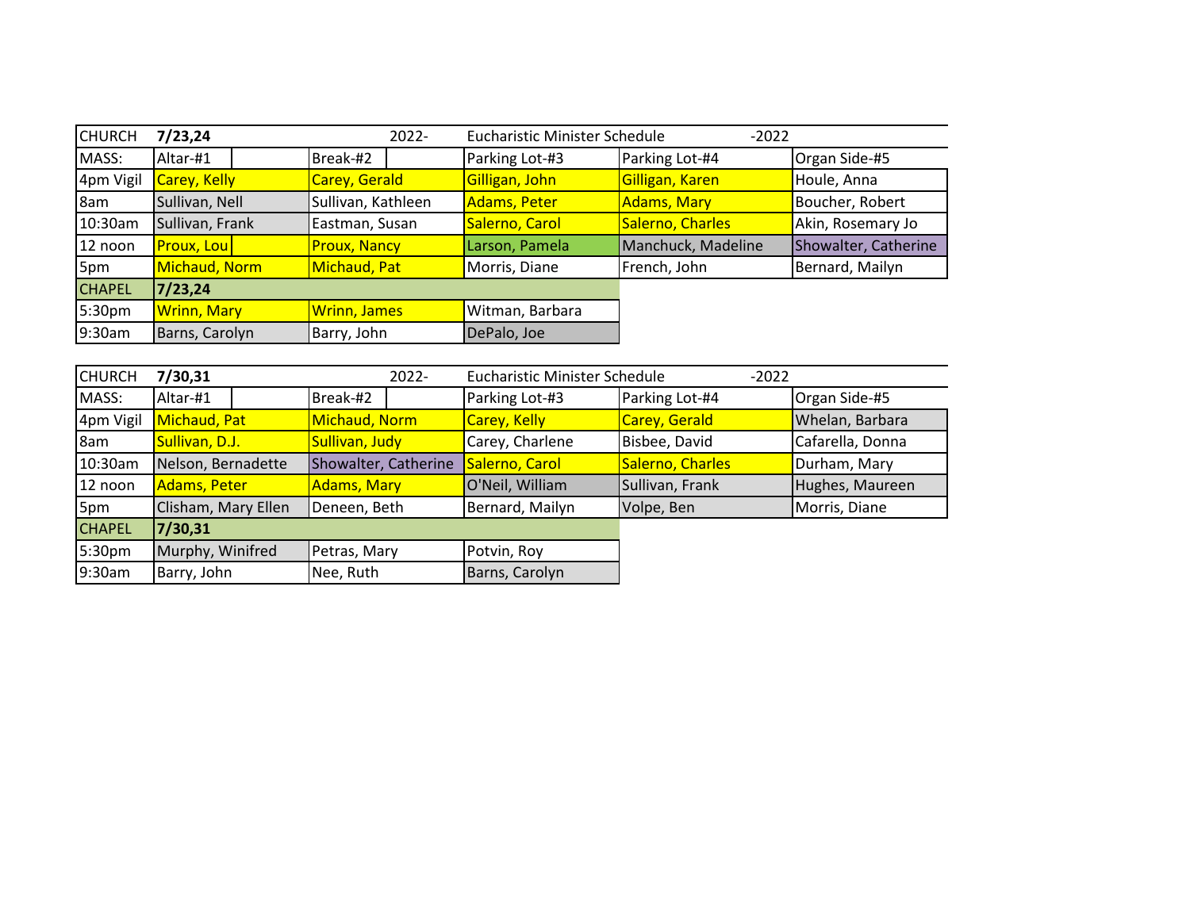| CHURCH | 7/23,24 | 2022- | Eucharistic Minister Schedule | -2022 | |
|---|---|---|---|---|---|
| MASS: | Altar-#1 | Break-#2 | Parking Lot-#3 | Parking Lot-#4 | Organ Side-#5 |
| 4pm Vigil | Carey, Kelly | Carey, Gerald | Gilligan, John | Gilligan, Karen | Houle, Anna |
| 8am | Sullivan, Nell | Sullivan, Kathleen | Adams, Peter | Adams, Mary | Boucher, Robert |
| 10:30am | Sullivan, Frank | Eastman, Susan | Salerno, Carol | Salerno, Charles | Akin, Rosemary Jo |
| 12 noon | Proux, Lou | Proux, Nancy | Larson, Pamela | Manchuck, Madeline | Showalter, Catherine |
| 5pm | Michaud, Norm | Michaud, Pat | Morris, Diane | French, John | Bernard, Mailyn |
| CHAPEL | 7/23,24 | | | | |
| 5:30pm | Wrinn, Mary | Wrinn, James | Witman, Barbara | | |
| 9:30am | Barns, Carolyn | Barry, John | DePalo, Joe | | |

| CHURCH | 7/30,31 | 2022- | Eucharistic Minister Schedule | -2022 | |
|---|---|---|---|---|---|
| MASS: | Altar-#1 | Break-#2 | Parking Lot-#3 | Parking Lot-#4 | Organ Side-#5 |
| 4pm Vigil | Michaud, Pat | Michaud, Norm | Carey, Kelly | Carey, Gerald | Whelan, Barbara |
| 8am | Sullivan, D.J. | Sullivan, Judy | Carey, Charlene | Bisbee, David | Cafarella, Donna |
| 10:30am | Nelson, Bernadette | Showalter, Catherine | Salerno, Carol | Salerno, Charles | Durham, Mary |
| 12 noon | Adams, Peter | Adams, Mary | O'Neil, William | Sullivan, Frank | Hughes, Maureen |
| 5pm | Clisham, Mary Ellen | Deneen, Beth | Bernard, Mailyn | Volpe, Ben | Morris, Diane |
| CHAPEL | 7/30,31 | | | | |
| 5:30pm | Murphy, Winifred | Petras, Mary | Potvin, Roy | | |
| 9:30am | Barry, John | Nee, Ruth | Barns, Carolyn | | |